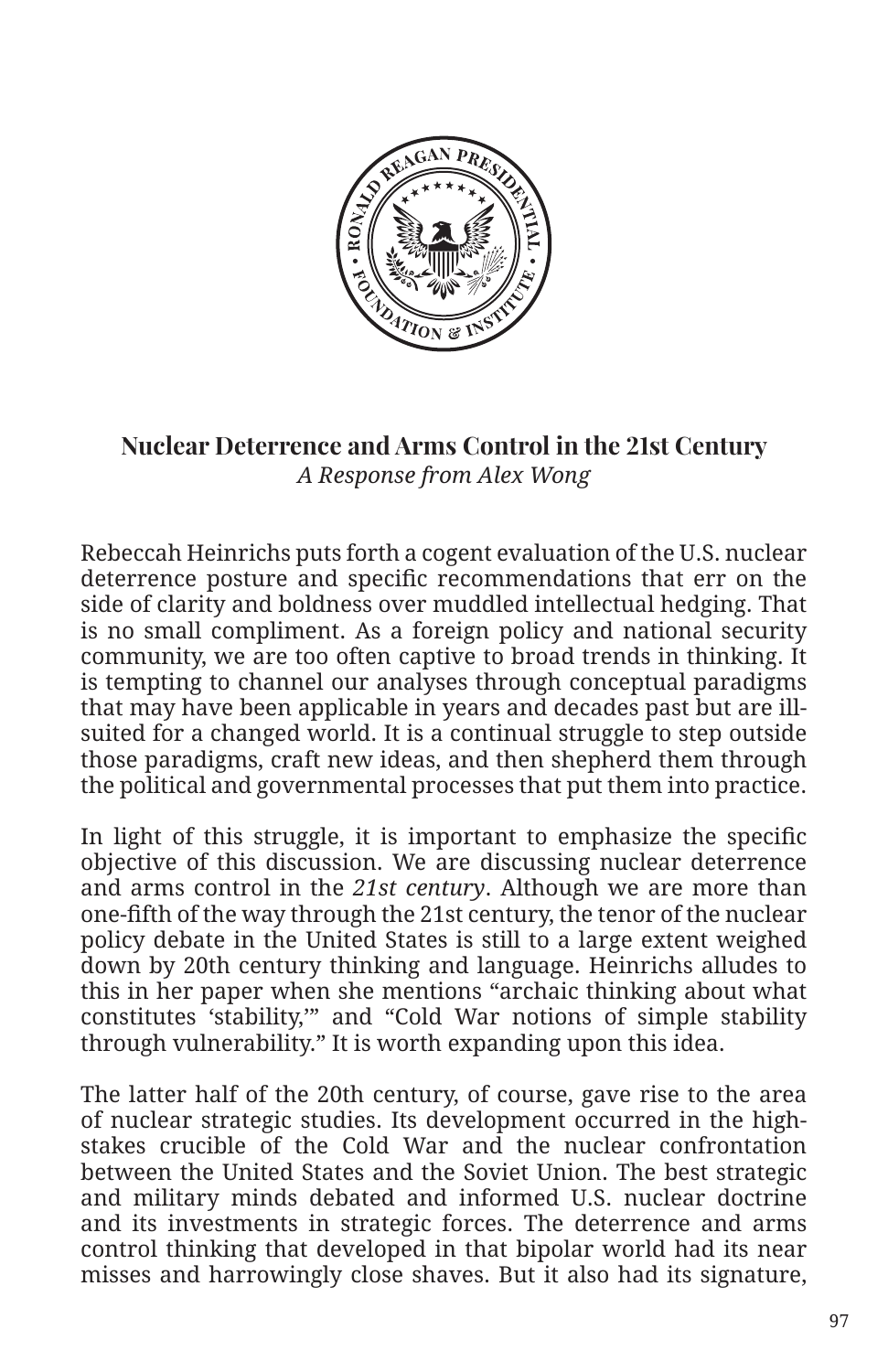# Nuclear Deterrence and Arms Control in the 21st Century

*A Response from Alex Wong*

Rebeccah Heinrichs puts forth a cogent evaluation of the U.S. nuclear deterrence posture and specific recommendations that err on the side of clarity and boldness over muddled intellectual hedging. That is no small compliment. As a foreign policy and national security community, we are too often captive to broad trends in thinking. It is tempting to channel our analyses through conceptual paradigms that may have been applicable in years and decades past but are ill-suited for a changed world. It is a continual struggle to step outside those paradigms, craft new ideas, and then shepherd them through the political and governmental processes that put them into practice.

In light of this struggle, it is important to emphasize the specific objective of this discussion. We are discussing nuclear deterrence and arms control in the *21st century*. Although we are more than one-fifth of the way through the 21st century, the tenor of the nuclear policy debate in the United States is still to a large extent weighed down by 20th century thinking and language. Heinrichs alludes to this in her paper when she mentions "archaic thinking about what constitutes 'stability,'" and "Cold War notions of simple stability through vulnerability." It is worth expanding upon this idea.

The latter half of the 20th century, of course, gave rise to the area of nuclear strategic studies. Its development occurred in the high-stakes crucible of the Cold War and the nuclear confrontation between the United States and the Soviet Union. The best strategic and military minds debated and informed U.S. nuclear doctrine and its investments in strategic forces. The deterrence and arms control thinking that developed in that bipolar world had its near misses and harrowingly close shaves. But it also had its signature,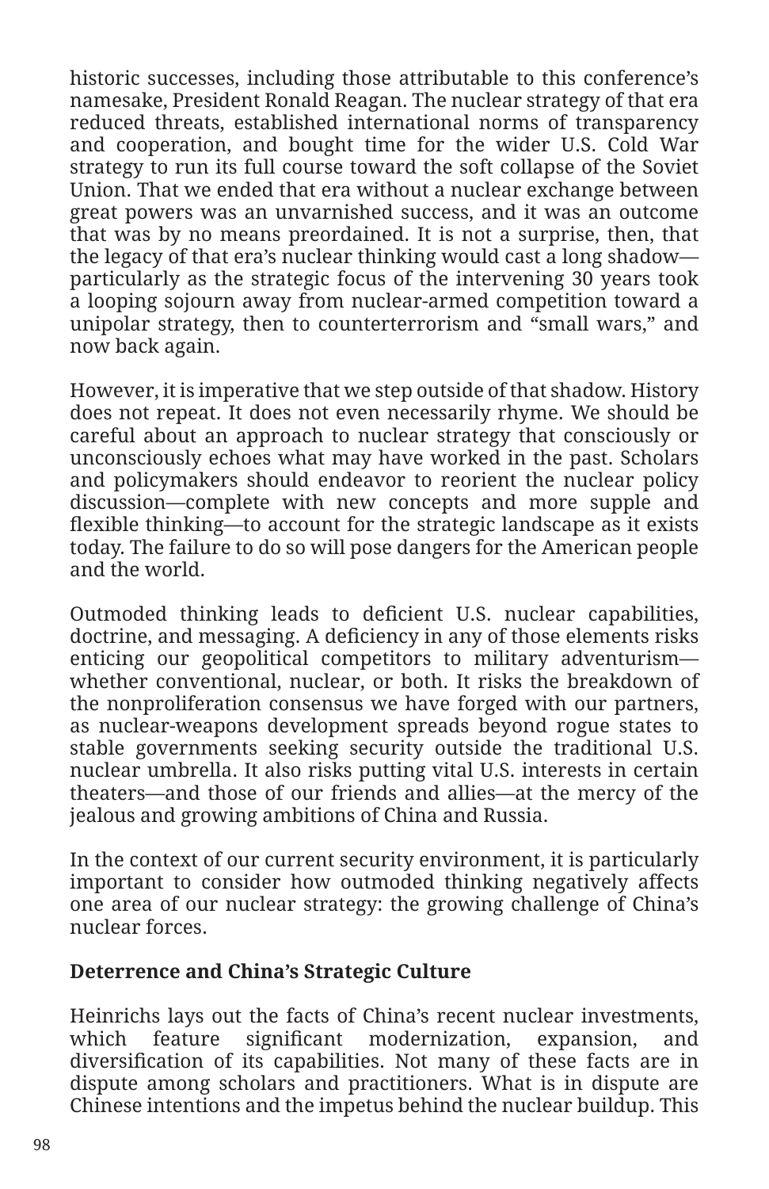historic successes, including those attributable to this conference's namesake, President Ronald Reagan. The nuclear strategy of that era reduced threats, established international norms of transparency and cooperation, and bought time for the wider U.S. Cold War strategy to run its full course toward the soft collapse of the Soviet Union. That we ended that era without a nuclear exchange between great powers was an unvarnished success, and it was an outcome that was by no means preordained. It is not a surprise, then, that the legacy of that era's nuclear thinking would cast a long shadow—particularly as the strategic focus of the intervening 30 years took a looping sojourn away from nuclear-armed competition toward a unipolar strategy, then to counterterrorism and "small wars," and now back again.

However, it is imperative that we step outside of that shadow. History does not repeat. It does not even necessarily rhyme. We should be careful about an approach to nuclear strategy that consciously or unconsciously echoes what may have worked in the past. Scholars and policymakers should endeavor to reorient the nuclear policy discussion—complete with new concepts and more supple and flexible thinking—to account for the strategic landscape as it exists today. The failure to do so will pose dangers for the American people and the world.

Outmoded thinking leads to deficient U.S. nuclear capabilities, doctrine, and messaging. A deficiency in any of those elements risks enticing our geopolitical competitors to military adventurism—whether conventional, nuclear, or both. It risks the breakdown of the nonproliferation consensus we have forged with our partners, as nuclear-weapons development spreads beyond rogue states to stable governments seeking security outside the traditional U.S. nuclear umbrella. It also risks putting vital U.S. interests in certain theaters—and those of our friends and allies—at the mercy of the jealous and growing ambitions of China and Russia.

In the context of our current security environment, it is particularly important to consider how outmoded thinking negatively affects one area of our nuclear strategy: the growing challenge of China's nuclear forces.

**Deterrence and China's Strategic Culture**

Heinrichs lays out the facts of China's recent nuclear investments, which feature significant modernization, expansion, and diversification of its capabilities. Not many of these facts are in dispute among scholars and practitioners. What is in dispute are Chinese intentions and the impetus behind the nuclear buildup. This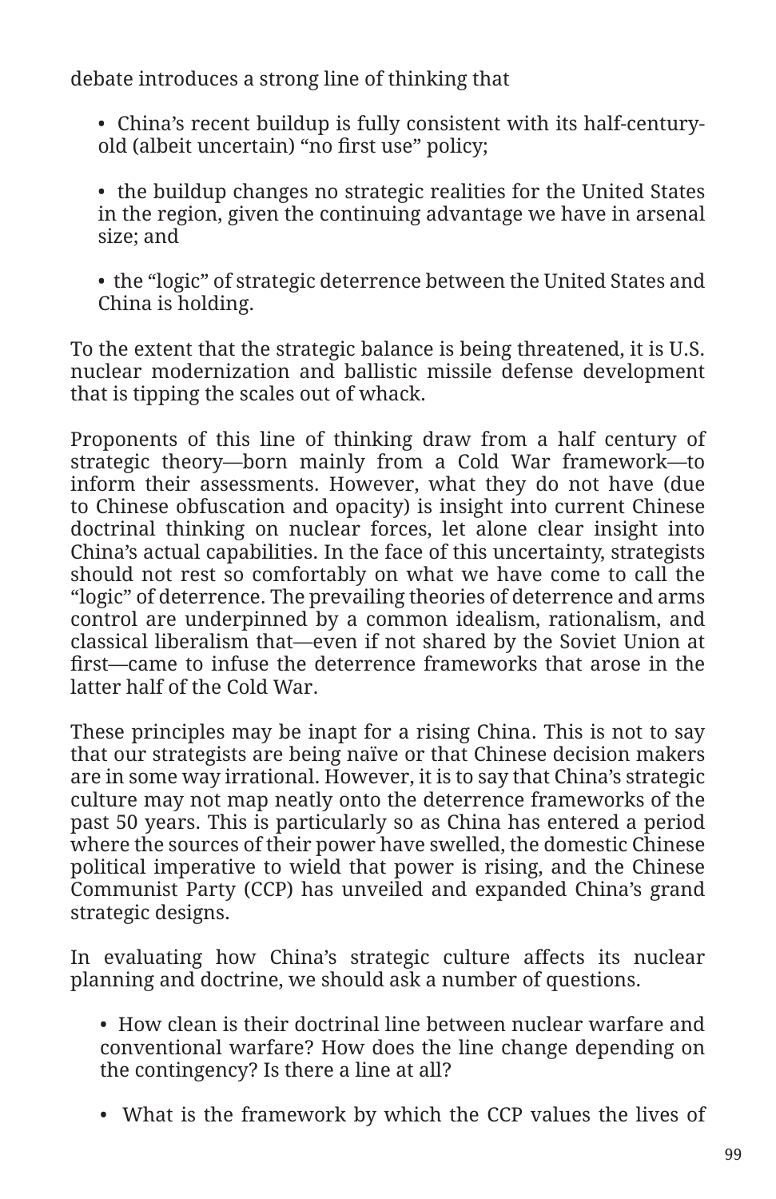debate introduces a strong line of thinking that

- China's recent buildup is fully consistent with its half-century-old (albeit uncertain) "no first use" policy;

- the buildup changes no strategic realities for the United States in the region, given the continuing advantage we have in arsenal size; and

- the "logic" of strategic deterrence between the United States and China is holding.

To the extent that the strategic balance is being threatened, it is U.S. nuclear modernization and ballistic missile defense development that is tipping the scales out of whack.

Proponents of this line of thinking draw from a half century of strategic theory—born mainly from a Cold War framework—to inform their assessments. However, what they do not have (due to Chinese obfuscation and opacity) is insight into current Chinese doctrinal thinking on nuclear forces, let alone clear insight into China's actual capabilities. In the face of this uncertainty, strategists should not rest so comfortably on what we have come to call the "logic" of deterrence. The prevailing theories of deterrence and arms control are underpinned by a common idealism, rationalism, and classical liberalism that—even if not shared by the Soviet Union at first—came to infuse the deterrence frameworks that arose in the latter half of the Cold War.

These principles may be inapt for a rising China. This is not to say that our strategists are being naïve or that Chinese decision makers are in some way irrational. However, it is to say that China's strategic culture may not map neatly onto the deterrence frameworks of the past 50 years. This is particularly so as China has entered a period where the sources of their power have swelled, the domestic Chinese political imperative to wield that power is rising, and the Chinese Communist Party (CCP) has unveiled and expanded China's grand strategic designs.

In evaluating how China's strategic culture affects its nuclear planning and doctrine, we should ask a number of questions.

- How clean is their doctrinal line between nuclear warfare and conventional warfare? How does the line change depending on the contingency? Is there a line at all?

- What is the framework by which the CCP values the lives of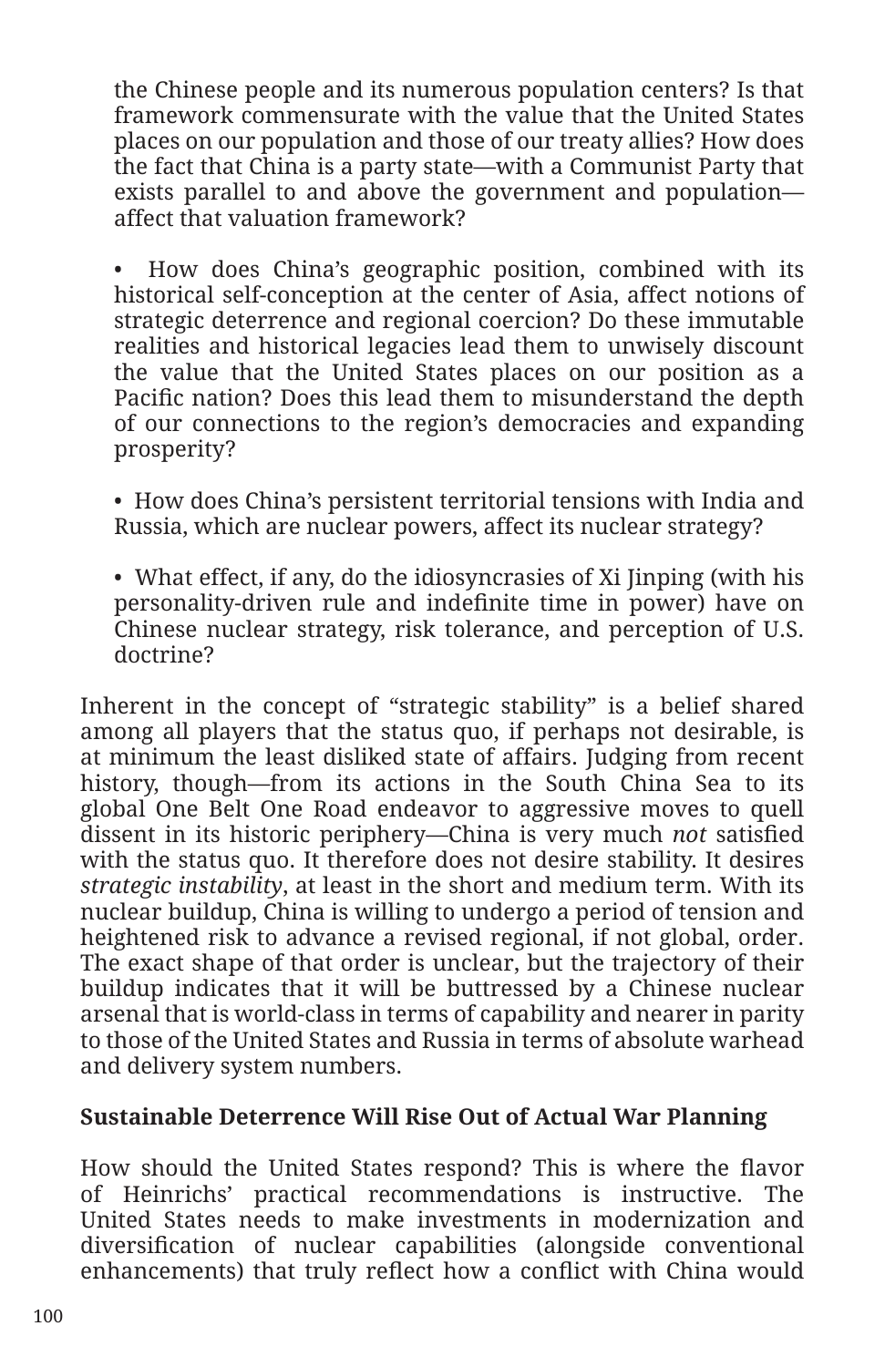the Chinese people and its numerous population centers? Is that framework commensurate with the value that the United States places on our population and those of our treaty allies? How does the fact that China is a party state—with a Communist Party that exists parallel to and above the government and population—affect that valuation framework?

- How does China's geographic position, combined with its historical self-conception at the center of Asia, affect notions of strategic deterrence and regional coercion? Do these immutable realities and historical legacies lead them to unwisely discount the value that the United States places on our position as a Pacific nation? Does this lead them to misunderstand the depth of our connections to the region's democracies and expanding prosperity?

- How does China's persistent territorial tensions with India and Russia, which are nuclear powers, affect its nuclear strategy?

- What effect, if any, do the idiosyncrasies of Xi Jinping (with his personality-driven rule and indefinite time in power) have on Chinese nuclear strategy, risk tolerance, and perception of U.S. doctrine?

Inherent in the concept of "strategic stability" is a belief shared among all players that the status quo, if perhaps not desirable, is at minimum the least disliked state of affairs. Judging from recent history, though—from its actions in the South China Sea to its global One Belt One Road endeavor to aggressive moves to quell dissent in its historic periphery—China is very much *not* satisfied with the status quo. It therefore does not desire stability. It desires *strategic instability*, at least in the short and medium term. With its nuclear buildup, China is willing to undergo a period of tension and heightened risk to advance a revised regional, if not global, order. The exact shape of that order is unclear, but the trajectory of their buildup indicates that it will be buttressed by a Chinese nuclear arsenal that is world-class in terms of capability and nearer in parity to those of the United States and Russia in terms of absolute warhead and delivery system numbers.

**Sustainable Deterrence Will Rise Out of Actual War Planning**

How should the United States respond? This is where the flavor of Heinrichs' practical recommendations is instructive. The United States needs to make investments in modernization and diversification of nuclear capabilities (alongside conventional enhancements) that truly reflect how a conflict with China would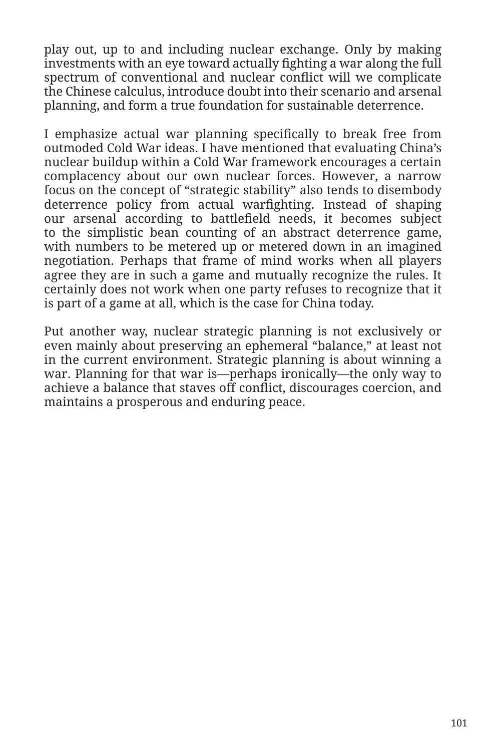play out, up to and including nuclear exchange. Only by making investments with an eye toward actually fighting a war along the full spectrum of conventional and nuclear conflict will we complicate the Chinese calculus, introduce doubt into their scenario and arsenal planning, and form a true foundation for sustainable deterrence.

I emphasize actual war planning specifically to break free from outmoded Cold War ideas. I have mentioned that evaluating China's nuclear buildup within a Cold War framework encourages a certain complacency about our own nuclear forces. However, a narrow focus on the concept of "strategic stability" also tends to disembody deterrence policy from actual warfighting. Instead of shaping our arsenal according to battlefield needs, it becomes subject to the simplistic bean counting of an abstract deterrence game, with numbers to be metered up or metered down in an imagined negotiation. Perhaps that frame of mind works when all players agree they are in such a game and mutually recognize the rules. It certainly does not work when one party refuses to recognize that it is part of a game at all, which is the case for China today.

Put another way, nuclear strategic planning is not exclusively or even mainly about preserving an ephemeral "balance," at least not in the current environment. Strategic planning is about winning a war. Planning for that war is—perhaps ironically—the only way to achieve a balance that staves off conflict, discourages coercion, and maintains a prosperous and enduring peace.